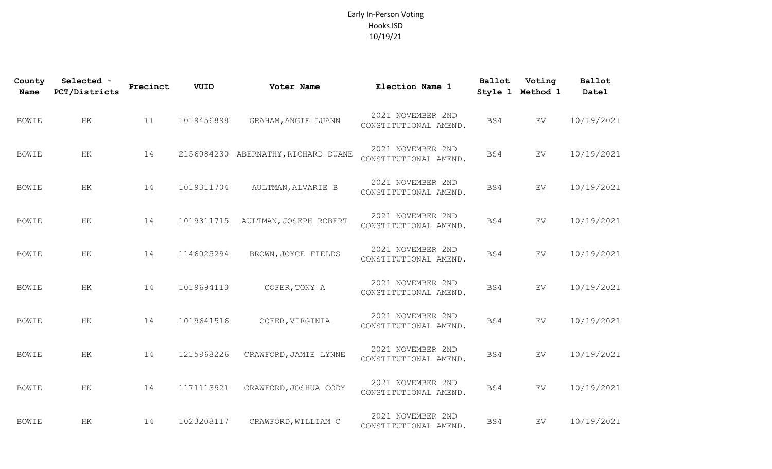Early In-Person Voting
Hooks ISD
10/19/21

| County Name | Selected - PCT/Districts | Precinct | VUID | Voter Name | Election Name 1 | Ballot Style 1 | Voting Method 1 | Ballot Date1 |
|---|---|---|---|---|---|---|---|---|
| BOWIE | HK | 11 | 1019456898 | GRAHAM, ANGIE LUANN | 2021 NOVEMBER 2ND CONSTITUTIONAL AMEND. | BS4 | EV | 10/19/2021 |
| BOWIE | HK | 14 | 2156084230 | ABERNATHY, RICHARD DUANE | 2021 NOVEMBER 2ND CONSTITUTIONAL AMEND. | BS4 | EV | 10/19/2021 |
| BOWIE | HK | 14 | 1019311704 | AULTMAN, ALVARIE B | 2021 NOVEMBER 2ND CONSTITUTIONAL AMEND. | BS4 | EV | 10/19/2021 |
| BOWIE | HK | 14 | 1019311715 | AULTMAN, JOSEPH ROBERT | 2021 NOVEMBER 2ND CONSTITUTIONAL AMEND. | BS4 | EV | 10/19/2021 |
| BOWIE | HK | 14 | 1146025294 | BROWN, JOYCE FIELDS | 2021 NOVEMBER 2ND CONSTITUTIONAL AMEND. | BS4 | EV | 10/19/2021 |
| BOWIE | HK | 14 | 1019694110 | COFER, TONY A | 2021 NOVEMBER 2ND CONSTITUTIONAL AMEND. | BS4 | EV | 10/19/2021 |
| BOWIE | HK | 14 | 1019641516 | COFER, VIRGINIA | 2021 NOVEMBER 2ND CONSTITUTIONAL AMEND. | BS4 | EV | 10/19/2021 |
| BOWIE | HK | 14 | 1215868226 | CRAWFORD, JAMIE LYNNE | 2021 NOVEMBER 2ND CONSTITUTIONAL AMEND. | BS4 | EV | 10/19/2021 |
| BOWIE | HK | 14 | 1171113921 | CRAWFORD, JOSHUA CODY | 2021 NOVEMBER 2ND CONSTITUTIONAL AMEND. | BS4 | EV | 10/19/2021 |
| BOWIE | HK | 14 | 1023208117 | CRAWFORD, WILLIAM C | 2021 NOVEMBER 2ND CONSTITUTIONAL AMEND. | BS4 | EV | 10/19/2021 |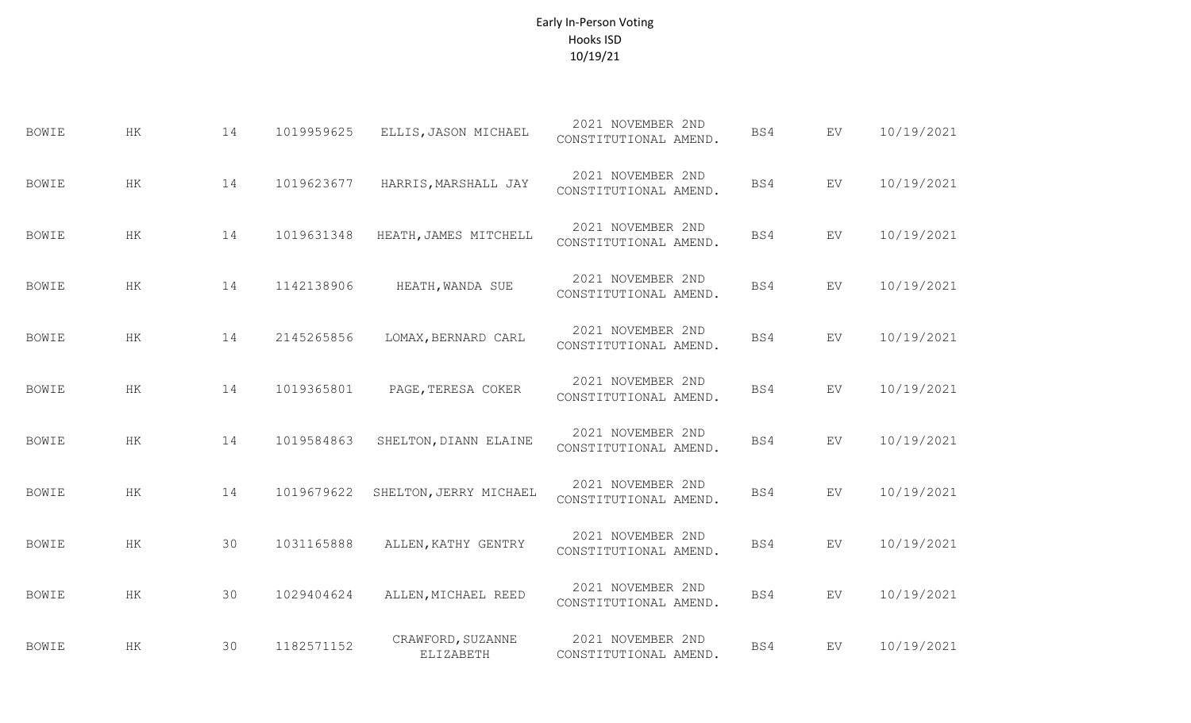Early In-Person Voting
Hooks ISD
10/19/21

| | | | | | | | | |
|---|---|---|---|---|---|---|---|---|
| BOWIE | HK | 14 | 1019959625 | ELLIS, JASON MICHAEL | 2021 NOVEMBER 2ND CONSTITUTIONAL AMEND. | BS4 | EV | 10/19/2021 |
| BOWIE | HK | 14 | 1019623677 | HARRIS, MARSHALL JAY | 2021 NOVEMBER 2ND CONSTITUTIONAL AMEND. | BS4 | EV | 10/19/2021 |
| BOWIE | HK | 14 | 1019631348 | HEATH, JAMES MITCHELL | 2021 NOVEMBER 2ND CONSTITUTIONAL AMEND. | BS4 | EV | 10/19/2021 |
| BOWIE | HK | 14 | 1142138906 | HEATH, WANDA SUE | 2021 NOVEMBER 2ND CONSTITUTIONAL AMEND. | BS4 | EV | 10/19/2021 |
| BOWIE | HK | 14 | 2145265856 | LOMAX, BERNARD CARL | 2021 NOVEMBER 2ND CONSTITUTIONAL AMEND. | BS4 | EV | 10/19/2021 |
| BOWIE | HK | 14 | 1019365801 | PAGE, TERESA COKER | 2021 NOVEMBER 2ND CONSTITUTIONAL AMEND. | BS4 | EV | 10/19/2021 |
| BOWIE | HK | 14 | 1019584863 | SHELTON, DIANN ELAINE | 2021 NOVEMBER 2ND CONSTITUTIONAL AMEND. | BS4 | EV | 10/19/2021 |
| BOWIE | HK | 14 | 1019679622 | SHELTON, JERRY MICHAEL | 2021 NOVEMBER 2ND CONSTITUTIONAL AMEND. | BS4 | EV | 10/19/2021 |
| BOWIE | HK | 30 | 1031165888 | ALLEN, KATHY GENTRY | 2021 NOVEMBER 2ND CONSTITUTIONAL AMEND. | BS4 | EV | 10/19/2021 |
| BOWIE | HK | 30 | 1029404624 | ALLEN, MICHAEL REED | 2021 NOVEMBER 2ND CONSTITUTIONAL AMEND. | BS4 | EV | 10/19/2021 |
| BOWIE | HK | 30 | 1182571152 | CRAWFORD, SUZANNE ELIZABETH | 2021 NOVEMBER 2ND CONSTITUTIONAL AMEND. | BS4 | EV | 10/19/2021 |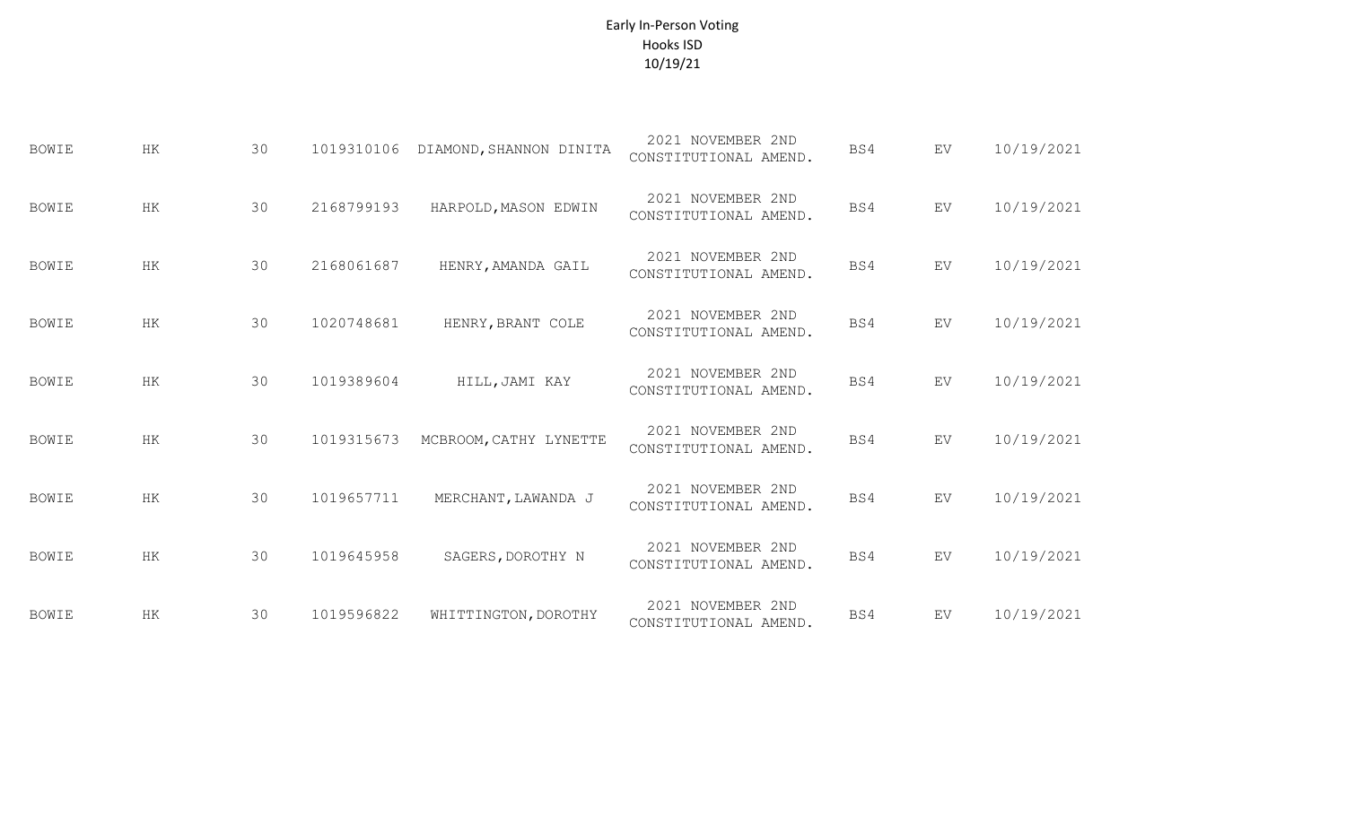Early In-Person Voting
Hooks ISD
10/19/21

| | | | | | | | | |
|---|---|---|---|---|---|---|---|---|
| BOWIE | HK | 30 | 1019310106 | DIAMOND,SHANNON DINITA | 2021 NOVEMBER 2ND CONSTITUTIONAL AMEND. | BS4 | EV | 10/19/2021 |
| BOWIE | HK | 30 | 2168799193 | HARPOLD,MASON EDWIN | 2021 NOVEMBER 2ND CONSTITUTIONAL AMEND. | BS4 | EV | 10/19/2021 |
| BOWIE | HK | 30 | 2168061687 | HENRY,AMANDA GAIL | 2021 NOVEMBER 2ND CONSTITUTIONAL AMEND. | BS4 | EV | 10/19/2021 |
| BOWIE | HK | 30 | 1020748681 | HENRY,BRANT COLE | 2021 NOVEMBER 2ND CONSTITUTIONAL AMEND. | BS4 | EV | 10/19/2021 |
| BOWIE | HK | 30 | 1019389604 | HILL,JAMI KAY | 2021 NOVEMBER 2ND CONSTITUTIONAL AMEND. | BS4 | EV | 10/19/2021 |
| BOWIE | HK | 30 | 1019315673 | MCBROOM,CATHY LYNETTE | 2021 NOVEMBER 2ND CONSTITUTIONAL AMEND. | BS4 | EV | 10/19/2021 |
| BOWIE | HK | 30 | 1019657711 | MERCHANT,LAWANDA J | 2021 NOVEMBER 2ND CONSTITUTIONAL AMEND. | BS4 | EV | 10/19/2021 |
| BOWIE | HK | 30 | 1019645958 | SAGERS,DOROTHY N | 2021 NOVEMBER 2ND CONSTITUTIONAL AMEND. | BS4 | EV | 10/19/2021 |
| BOWIE | HK | 30 | 1019596822 | WHITTINGTON,DOROTHY | 2021 NOVEMBER 2ND CONSTITUTIONAL AMEND. | BS4 | EV | 10/19/2021 |